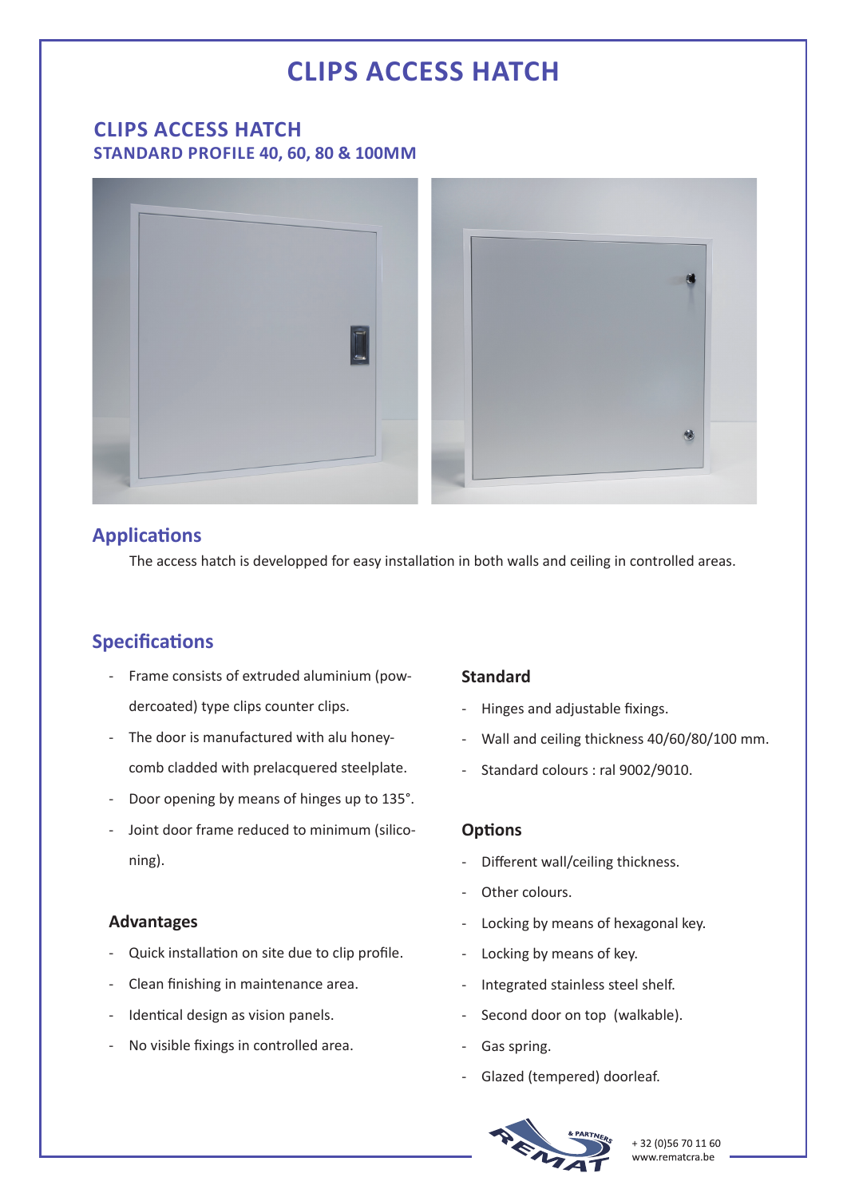# CLIPS ACCESS HATCH

## CLIPS ACCESS HATCH
### STANDARD PROFILE 40, 60, 80 & 100MM

## Applications

The access hatch is developped for easy installation in both walls and ceiling in controlled areas.

## Specifications

- Frame consists of extruded aluminium (powdercoated) type clips counter clips.
- The door is manufactured with alu honeycomb cladded with prelacquered steelplate.
- Door opening by means of hinges up to 135°.
- Joint door frame reduced to minimum (siliconing).

### Advantages

- Quick installation on site due to clip profile.
- Clean finishing in maintenance area.
- Identical design as vision panels.
- No visible fixings in controlled area.

### Standard

- Hinges and adjustable fixings.
- Wall and ceiling thickness 40/60/80/100 mm.
- Standard colours : ral 9002/9010.

### Options

- Different wall/ceiling thickness.
- Other colours.
- Locking by means of hexagonal key.
- Locking by means of key.
- Integrated stainless steel shelf.
- Second door on top (walkable).
- Gas spring.
- Glazed (tempered) doorleaf.

REMAT & PARTNERS
+ 32 (0)56 70 11 60
www.rematcra.be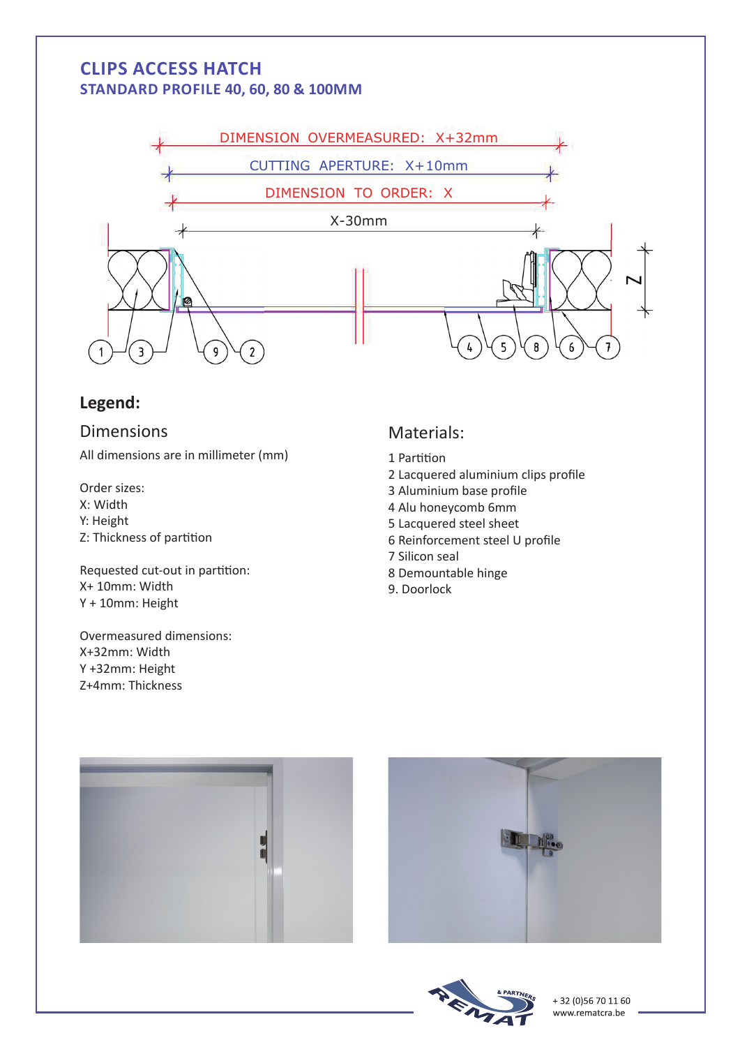# CLIPS ACCESS HATCH

## STANDARD PROFILE 40, 60, 80 & 100MM

DIMENSION OVERMEASURED: X+32mm

CUTTING APERTURE: X+10mm

DIMENSION TO ORDER: X

X-30mm

Z

1 3 9 2 4 5 8 6 7

## Legend:

### Dimensions

All dimensions are in millimeter (mm)

Order sizes:
X: Width
Y: Height
Z: Thickness of partition

Requested cut-out in partition:
X+ 10mm: Width
Y + 10mm: Height

Overmeasured dimensions:
X+32mm: Width
Y +32mm: Height
Z+4mm: Thickness

### Materials:

1 Partition
2 Lacquered aluminium clips profile
3 Aluminium base profile
4 Alu honeycomb 6mm
5 Lacquered steel sheet
6 Reinforcement steel U profile
7 Silicon seal
8 Demountable hinge
9. Doorlock

+ 32 (0)56 70 11 60
www.rematcra.be